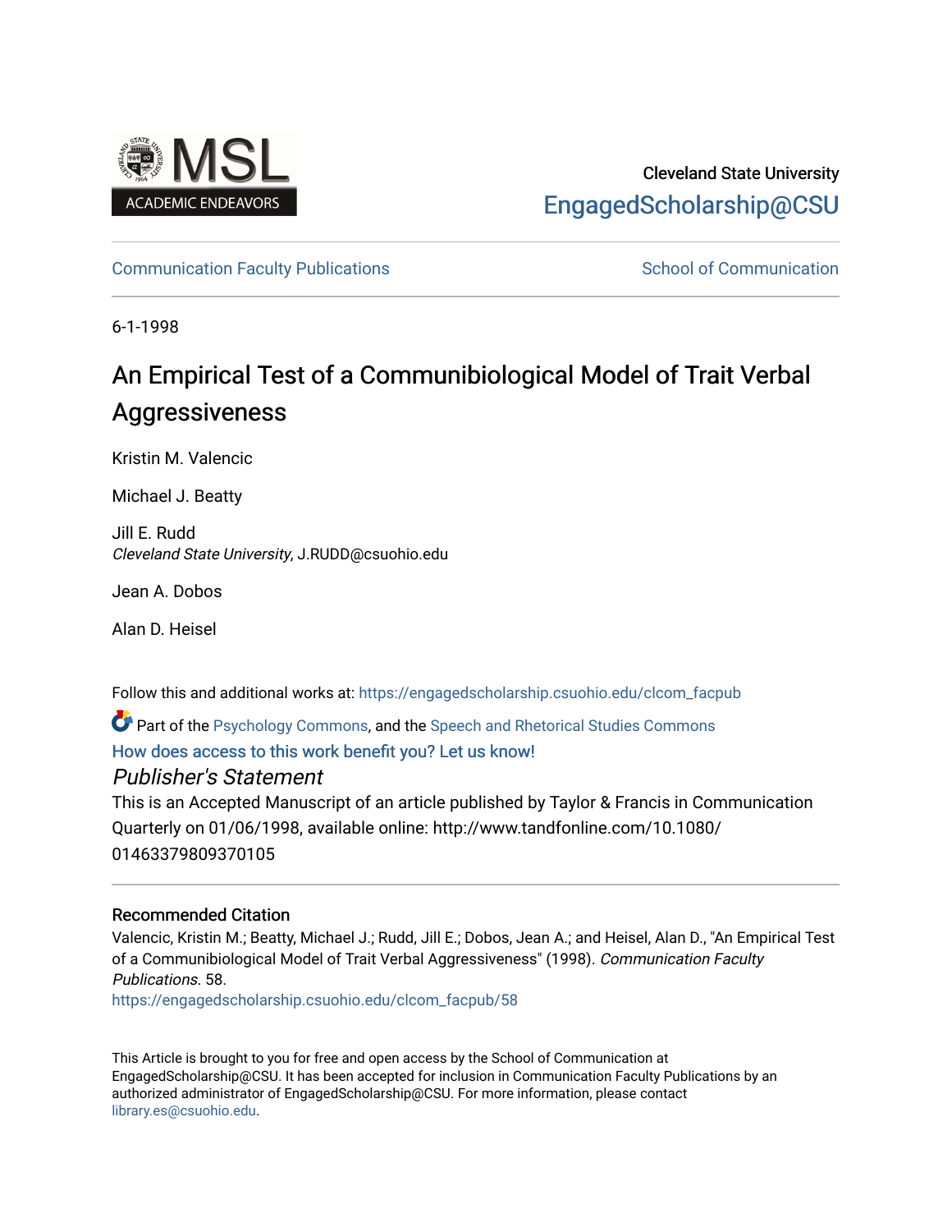Cleveland State University

EngagedScholarship@CSU

Communication Faculty Publications

School of Communication

6-1-1998

# An Empirical Test of a Communibiological Model of Trait Verbal Aggressiveness

Kristin M. Valencic

Michael J. Beatty

Jill E. Rudd
*Cleveland State University*, J.RUDD@csuohio.edu

Jean A. Dobos

Alan D. Heisel

Follow this and additional works at: https://engagedscholarship.csuohio.edu/clcom_facpub

Part of the Psychology Commons, and the Speech and Rhetorical Studies Commons

How does access to this work benefit you? Let us know!

*Publisher's Statement*

This is an Accepted Manuscript of an article published by Taylor & Francis in Communication Quarterly on 01/06/1998, available online: http://www.tandfonline.com/10.1080/01463379809370105

### Recommended Citation

Valencic, Kristin M.; Beatty, Michael J.; Rudd, Jill E.; Dobos, Jean A.; and Heisel, Alan D., "An Empirical Test of a Communibiological Model of Trait Verbal Aggressiveness" (1998). *Communication Faculty Publications*. 58.

https://engagedscholarship.csuohio.edu/clcom_facpub/58

This Article is brought to you for free and open access by the School of Communication at EngagedScholarship@CSU. It has been accepted for inclusion in Communication Faculty Publications by an authorized administrator of EngagedScholarship@CSU. For more information, please contact library.es@csuohio.edu.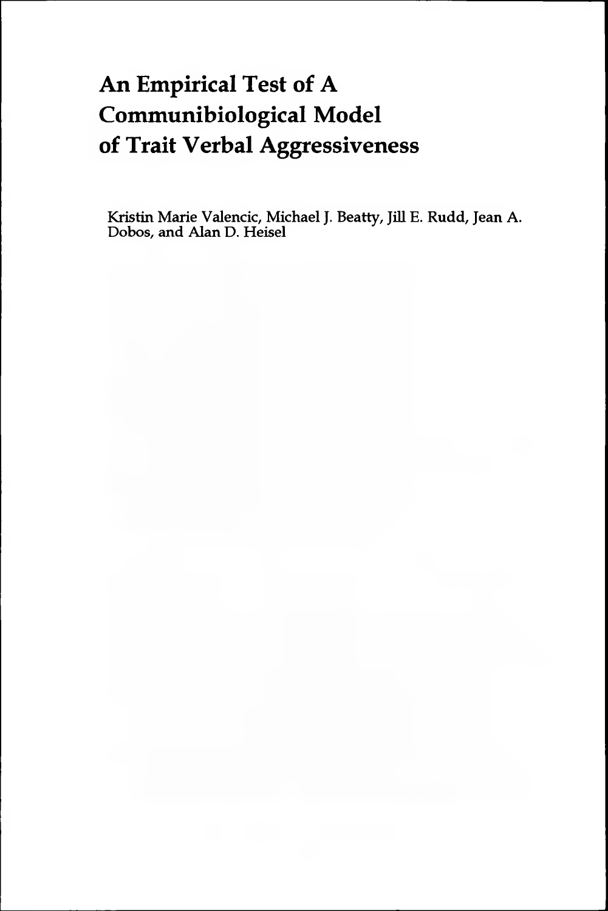# An Empirical Test of A Communibiological Model of Trait Verbal Aggressiveness

Kristin Marie Valencic, Michael J. Beatty, Jill E. Rudd, Jean A. Dobos, and Alan D. Heisel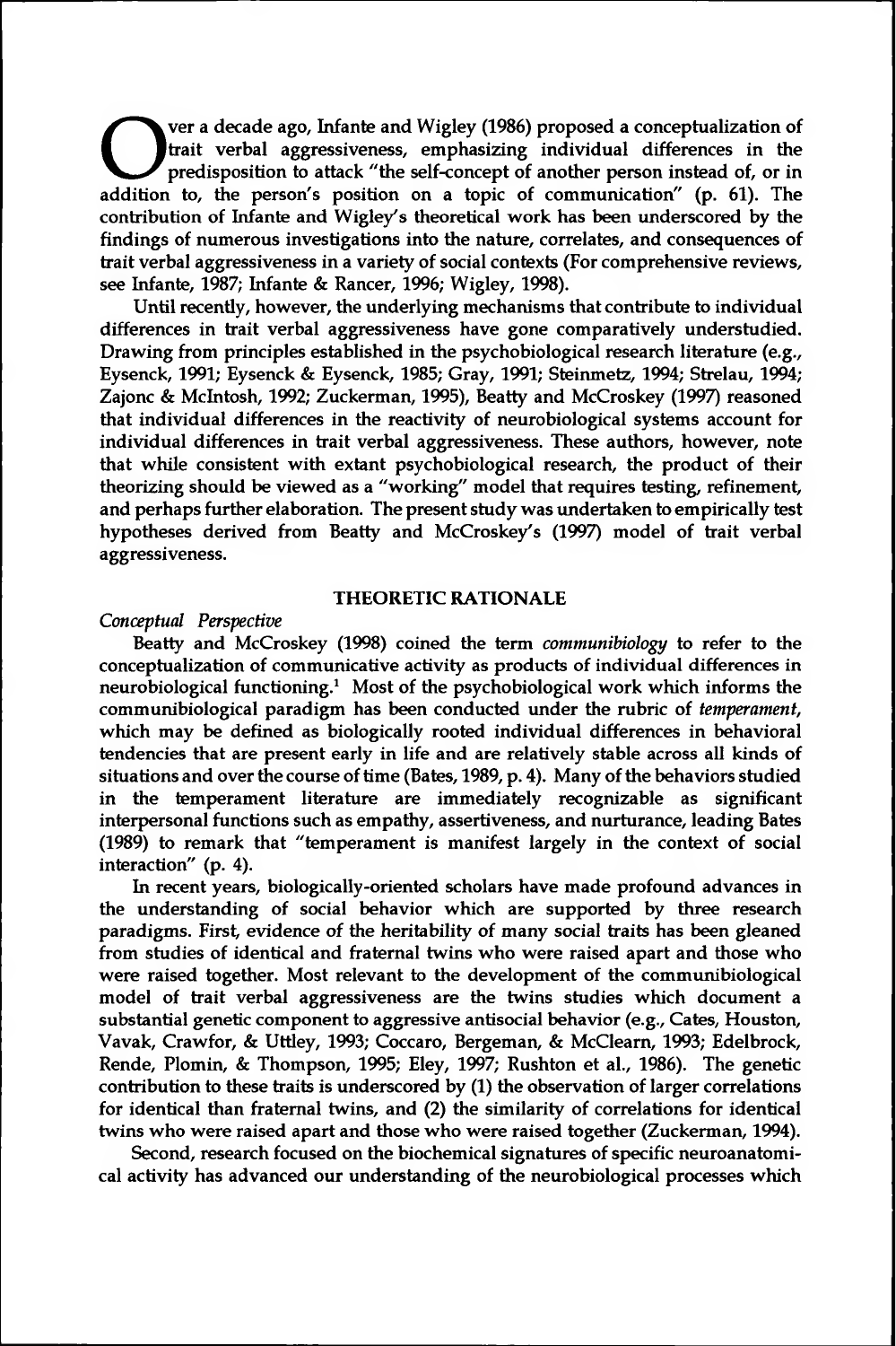Over a decade ago, Infante and Wigley (1986) proposed a conceptualization of trait verbal aggressiveness, emphasizing individual differences in the predisposition to attack "the self-concept of another person instead of, or in addition to, the person's position on a topic of communication" (p. 61). The contribution of Infante and Wigley's theoretical work has been underscored by the findings of numerous investigations into the nature, correlates, and consequences of trait verbal aggressiveness in a variety of social contexts (For comprehensive reviews, see Infante, 1987; Infante & Rancer, 1996; Wigley, 1998).

Until recently, however, the underlying mechanisms that contribute to individual differences in trait verbal aggressiveness have gone comparatively understudied. Drawing from principles established in the psychobiological research literature (e.g., Eysenck, 1991; Eysenck & Eysenck, 1985; Gray, 1991; Steinmetz, 1994; Strelau, 1994; Zajonc & McIntosh, 1992; Zuckerman, 1995), Beatty and McCroskey (1997) reasoned that individual differences in the reactivity of neurobiological systems account for individual differences in trait verbal aggressiveness. These authors, however, note that while consistent with extant psychobiological research, the product of their theorizing should be viewed as a "working" model that requires testing, refinement, and perhaps further elaboration. The present study was undertaken to empirically test hypotheses derived from Beatty and McCroskey's (1997) model of trait verbal aggressiveness.

## THEORETIC RATIONALE

### *Conceptual Perspective*

Beatty and McCroskey (1998) coined the term *communibiology* to refer to the conceptualization of communicative activity as products of individual differences in neurobiological functioning.[1] Most of the psychobiological work which informs the communibiological paradigm has been conducted under the rubric of *temperament*, which may be defined as biologically rooted individual differences in behavioral tendencies that are present early in life and are relatively stable across all kinds of situations and over the course of time (Bates, 1989, p. 4). Many of the behaviors studied in the temperament literature are immediately recognizable as significant interpersonal functions such as empathy, assertiveness, and nurturance, leading Bates (1989) to remark that "temperament is manifest largely in the context of social interaction" (p. 4).

In recent years, biologically-oriented scholars have made profound advances in the understanding of social behavior which are supported by three research paradigms. First, evidence of the heritability of many social traits has been gleaned from studies of identical and fraternal twins who were raised apart and those who were raised together. Most relevant to the development of the communibiological model of trait verbal aggressiveness are the twins studies which document a substantial genetic component to aggressive antisocial behavior (e.g., Cates, Houston, Vavak, Crawfor, & Uttley, 1993; Coccaro, Bergeman, & McClearn, 1993; Edelbrock, Rende, Plomin, & Thompson, 1995; Eley, 1997; Rushton et al., 1986). The genetic contribution to these traits is underscored by (1) the observation of larger correlations for identical than fraternal twins, and (2) the similarity of correlations for identical twins who were raised apart and those who were raised together (Zuckerman, 1994).

Second, research focused on the biochemical signatures of specific neuroanatomical activity has advanced our understanding of the neurobiological processes which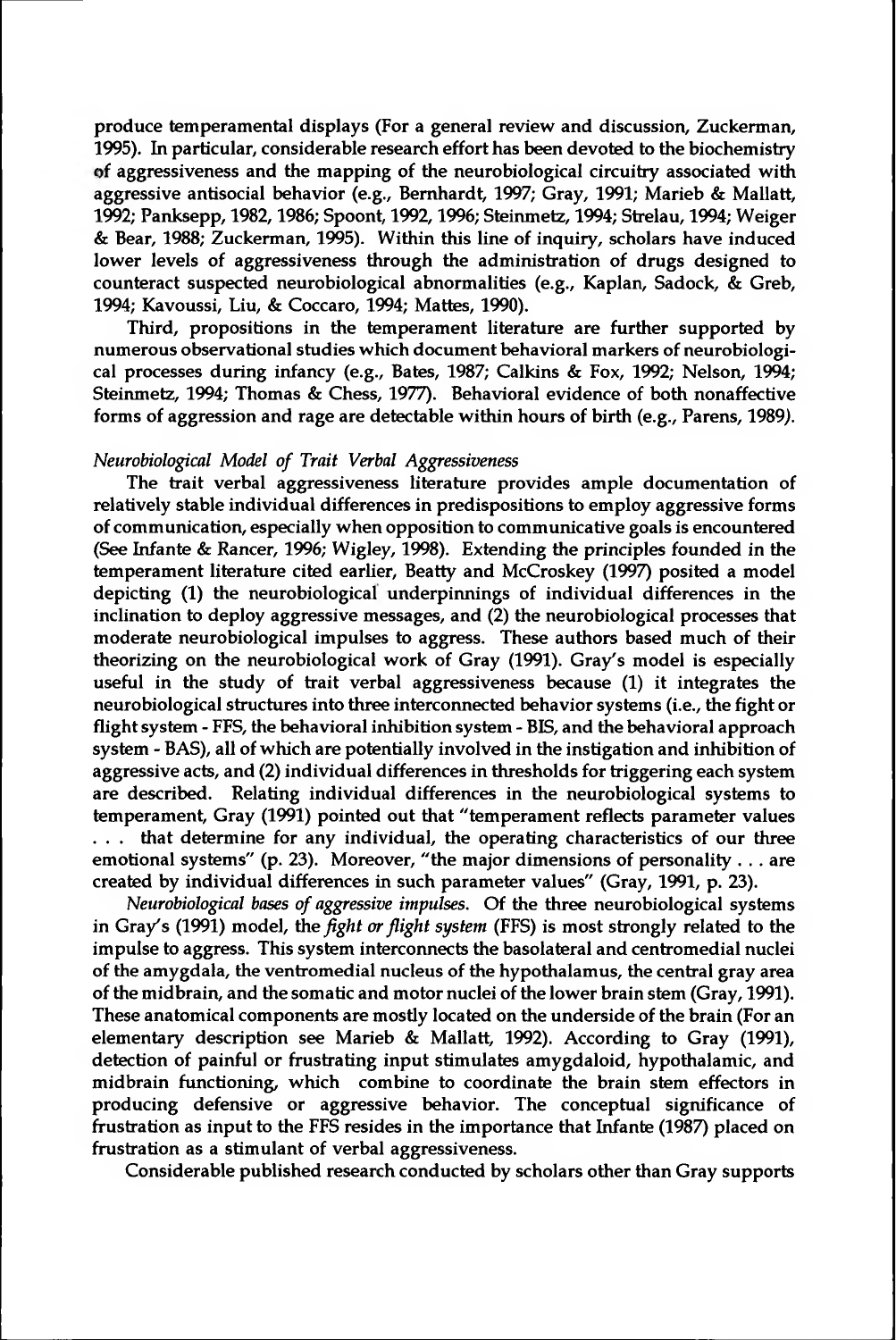produce temperamental displays (For a general review and discussion, Zuckerman, 1995). In particular, considerable research effort has been devoted to the biochemistry of aggressiveness and the mapping of the neurobiological circuitry associated with aggressive antisocial behavior (e.g., Bernhardt, 1997; Gray, 1991; Marieb & Mallatt, 1992; Panksepp, 1982, 1986; Spoont, 1992, 1996; Steinmetz, 1994; Strelau, 1994; Weiger & Bear, 1988; Zuckerman, 1995). Within this line of inquiry, scholars have induced lower levels of aggressiveness through the administration of drugs designed to counteract suspected neurobiological abnormalities (e.g., Kaplan, Sadock, & Greb, 1994; Kavoussi, Liu, & Coccaro, 1994; Mattes, 1990).

Third, propositions in the temperament literature are further supported by numerous observational studies which document behavioral markers of neurobiological processes during infancy (e.g., Bates, 1987; Calkins & Fox, 1992; Nelson, 1994; Steinmetz, 1994; Thomas & Chess, 1977). Behavioral evidence of both nonaffective forms of aggression and rage are detectable within hours of birth (e.g., Parens, 1989).

*Neurobiological Model of Trait Verbal Aggressiveness*

The trait verbal aggressiveness literature provides ample documentation of relatively stable individual differences in predispositions to employ aggressive forms of communication, especially when opposition to communicative goals is encountered (See Infante & Rancer, 1996; Wigley, 1998). Extending the principles founded in the temperament literature cited earlier, Beatty and McCroskey (1997) posited a model depicting (1) the neurobiological underpinnings of individual differences in the inclination to deploy aggressive messages, and (2) the neurobiological processes that moderate neurobiological impulses to aggress. These authors based much of their theorizing on the neurobiological work of Gray (1991). Gray's model is especially useful in the study of trait verbal aggressiveness because (1) it integrates the neurobiological structures into three interconnected behavior systems (i.e., the fight or flight system - FFS, the behavioral inhibition system - BIS, and the behavioral approach system - BAS), all of which are potentially involved in the instigation and inhibition of aggressive acts, and (2) individual differences in thresholds for triggering each system are described. Relating individual differences in the neurobiological systems to temperament, Gray (1991) pointed out that "temperament reflects parameter values . . . that determine for any individual, the operating characteristics of our three emotional systems" (p. 23). Moreover, "the major dimensions of personality . . . are created by individual differences in such parameter values" (Gray, 1991, p. 23).

*Neurobiological bases of aggressive impulses.* Of the three neurobiological systems in Gray's (1991) model, the *fight or flight system* (FFS) is most strongly related to the impulse to aggress. This system interconnects the basolateral and centromedial nuclei of the amygdala, the ventromedial nucleus of the hypothalamus, the central gray area of the midbrain, and the somatic and motor nuclei of the lower brain stem (Gray, 1991). These anatomical components are mostly located on the underside of the brain (For an elementary description see Marieb & Mallatt, 1992). According to Gray (1991), detection of painful or frustrating input stimulates amygdaloid, hypothalamic, and midbrain functioning, which combine to coordinate the brain stem effectors in producing defensive or aggressive behavior. The conceptual significance of frustration as input to the FFS resides in the importance that Infante (1987) placed on frustration as a stimulant of verbal aggressiveness.

Considerable published research conducted by scholars other than Gray supports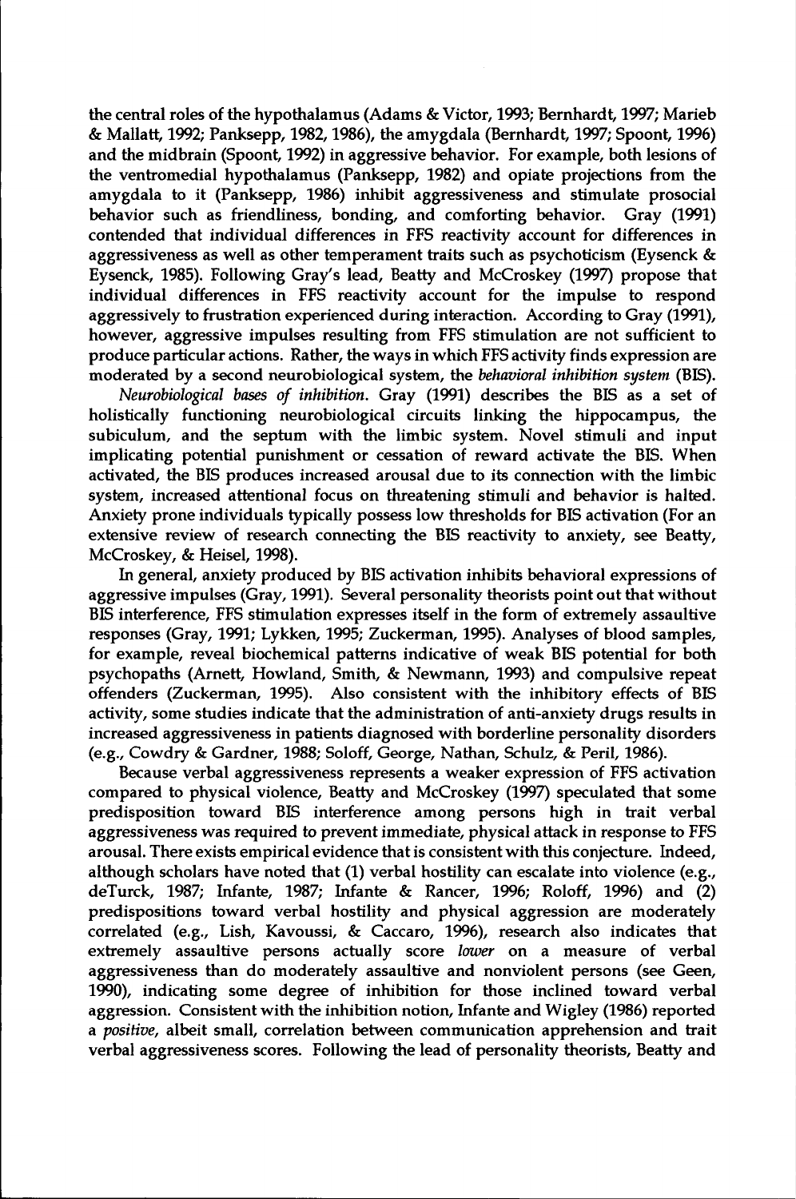the central roles of the hypothalamus (Adams & Victor, 1993; Bernhardt, 1997; Marieb & Mallatt, 1992; Panksepp, 1982, 1986), the amygdala (Bernhardt, 1997; Spoont, 1996) and the midbrain (Spoont, 1992) in aggressive behavior. For example, both lesions of the ventromedial hypothalamus (Panksepp, 1982) and opiate projections from the amygdala to it (Panksepp, 1986) inhibit aggressiveness and stimulate prosocial behavior such as friendliness, bonding, and comforting behavior. Gray (1991) contended that individual differences in FFS reactivity account for differences in aggressiveness as well as other temperament traits such as psychoticism (Eysenck & Eysenck, 1985). Following Gray's lead, Beatty and McCroskey (1997) propose that individual differences in FFS reactivity account for the impulse to respond aggressively to frustration experienced during interaction. According to Gray (1991), however, aggressive impulses resulting from FFS stimulation are not sufficient to produce particular actions. Rather, the ways in which FFS activity finds expression are moderated by a second neurobiological system, the *behavioral inhibition system* (BIS).

*Neurobiological bases of inhibition.* Gray (1991) describes the BIS as a set of holistically functioning neurobiological circuits linking the hippocampus, the subiculum, and the septum with the limbic system. Novel stimuli and input implicating potential punishment or cessation of reward activate the BIS. When activated, the BIS produces increased arousal due to its connection with the limbic system, increased attentional focus on threatening stimuli and behavior is halted. Anxiety prone individuals typically possess low thresholds for BIS activation (For an extensive review of research connecting the BIS reactivity to anxiety, see Beatty, McCroskey, & Heisel, 1998).

In general, anxiety produced by BIS activation inhibits behavioral expressions of aggressive impulses (Gray, 1991). Several personality theorists point out that without BIS interference, FFS stimulation expresses itself in the form of extremely assaultive responses (Gray, 1991; Lykken, 1995; Zuckerman, 1995). Analyses of blood samples, for example, reveal biochemical patterns indicative of weak BIS potential for both psychopaths (Arnett, Howland, Smith, & Newmann, 1993) and compulsive repeat offenders (Zuckerman, 1995). Also consistent with the inhibitory effects of BIS activity, some studies indicate that the administration of anti-anxiety drugs results in increased aggressiveness in patients diagnosed with borderline personality disorders (e.g., Cowdry & Gardner, 1988; Soloff, George, Nathan, Schulz, & Peril, 1986).

Because verbal aggressiveness represents a weaker expression of FFS activation compared to physical violence, Beatty and McCroskey (1997) speculated that some predisposition toward BIS interference among persons high in trait verbal aggressiveness was required to prevent immediate, physical attack in response to FFS arousal. There exists empirical evidence that is consistent with this conjecture. Indeed, although scholars have noted that (1) verbal hostility can escalate into violence (e.g., deTurck, 1987; Infante, 1987; Infante & Rancer, 1996; Roloff, 1996) and (2) predispositions toward verbal hostility and physical aggression are moderately correlated (e.g., Lish, Kavoussi, & Caccaro, 1996), research also indicates that extremely assaultive persons actually score *lower* on a measure of verbal aggressiveness than do moderately assaultive and nonviolent persons (see Geen, 1990), indicating some degree of inhibition for those inclined toward verbal aggression. Consistent with the inhibition notion, Infante and Wigley (1986) reported a *positive*, albeit small, correlation between communication apprehension and trait verbal aggressiveness scores. Following the lead of personality theorists, Beatty and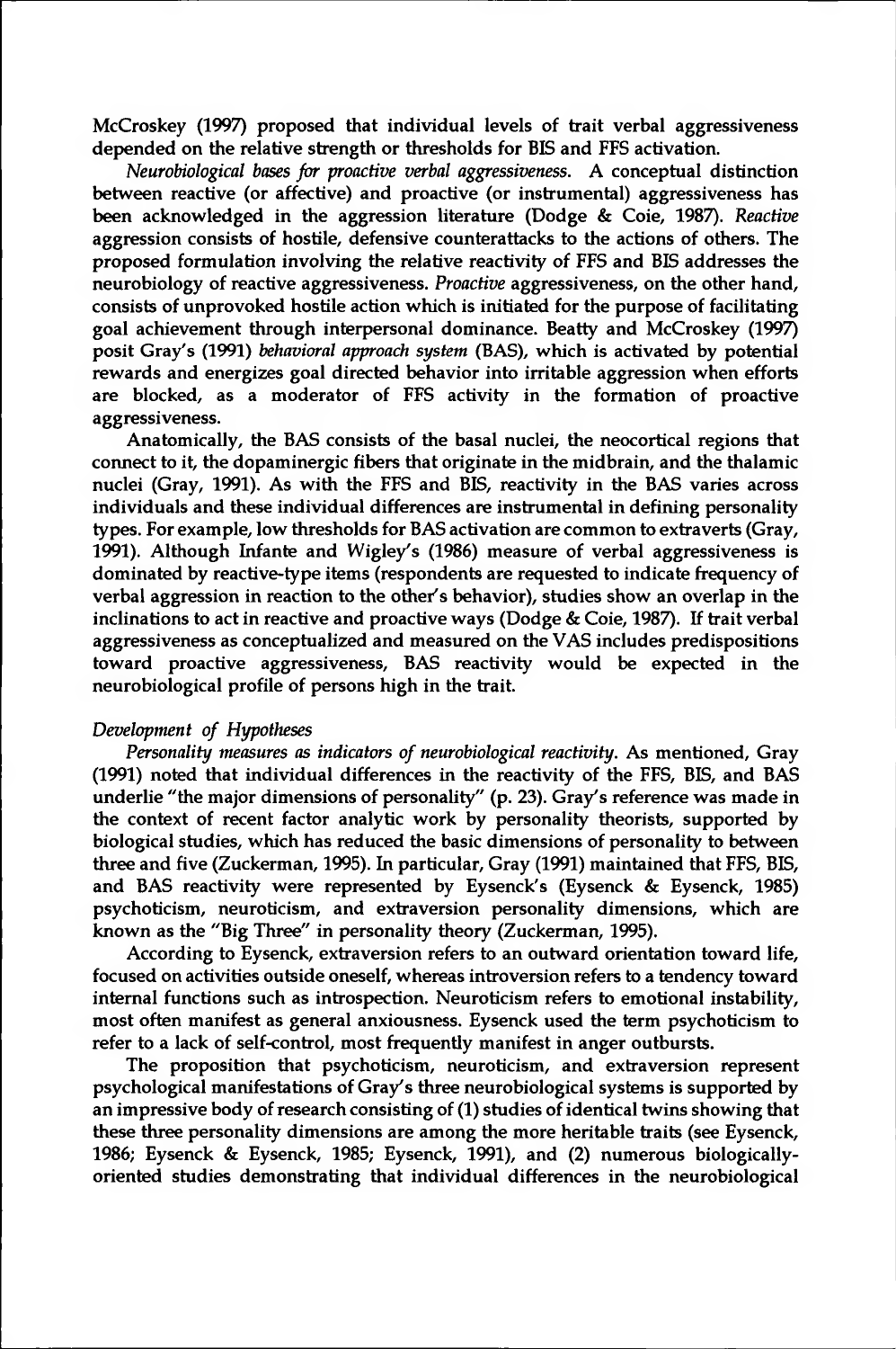McCroskey (1997) proposed that individual levels of trait verbal aggressiveness depended on the relative strength or thresholds for BIS and FFS activation.

*Neurobiological bases for proactive verbal aggressiveness.* A conceptual distinction between reactive (or affective) and proactive (or instrumental) aggressiveness has been acknowledged in the aggression literature (Dodge & Coie, 1987). *Reactive* aggression consists of hostile, defensive counterattacks to the actions of others. The proposed formulation involving the relative reactivity of FFS and BIS addresses the neurobiology of reactive aggressiveness. *Proactive* aggressiveness, on the other hand, consists of unprovoked hostile action which is initiated for the purpose of facilitating goal achievement through interpersonal dominance. Beatty and McCroskey (1997) posit Gray's (1991) *behavioral approach system* (BAS), which is activated by potential rewards and energizes goal directed behavior into irritable aggression when efforts are blocked, as a moderator of FFS activity in the formation of proactive aggressiveness.

Anatomically, the BAS consists of the basal nuclei, the neocortical regions that connect to it, the dopaminergic fibers that originate in the midbrain, and the thalamic nuclei (Gray, 1991). As with the FFS and BIS, reactivity in the BAS varies across individuals and these individual differences are instrumental in defining personality types. For example, low thresholds for BAS activation are common to extraverts (Gray, 1991). Although Infante and Wigley's (1986) measure of verbal aggressiveness is dominated by reactive-type items (respondents are requested to indicate frequency of verbal aggression in reaction to the other's behavior), studies show an overlap in the inclinations to act in reactive and proactive ways (Dodge & Coie, 1987). If trait verbal aggressiveness as conceptualized and measured on the VAS includes predispositions toward proactive aggressiveness, BAS reactivity would be expected in the neurobiological profile of persons high in the trait.

### *Development of Hypotheses*

*Personality measures as indicators of neurobiological reactivity.* As mentioned, Gray (1991) noted that individual differences in the reactivity of the FFS, BIS, and BAS underlie "the major dimensions of personality" (p. 23). Gray's reference was made in the context of recent factor analytic work by personality theorists, supported by biological studies, which has reduced the basic dimensions of personality to between three and five (Zuckerman, 1995). In particular, Gray (1991) maintained that FFS, BIS, and BAS reactivity were represented by Eysenck's (Eysenck & Eysenck, 1985) psychoticism, neuroticism, and extraversion personality dimensions, which are known as the "Big Three" in personality theory (Zuckerman, 1995).

According to Eysenck, extraversion refers to an outward orientation toward life, focused on activities outside oneself, whereas introversion refers to a tendency toward internal functions such as introspection. Neuroticism refers to emotional instability, most often manifest as general anxiousness. Eysenck used the term psychoticism to refer to a lack of self-control, most frequently manifest in anger outbursts.

The proposition that psychoticism, neuroticism, and extraversion represent psychological manifestations of Gray's three neurobiological systems is supported by an impressive body of research consisting of (1) studies of identical twins showing that these three personality dimensions are among the more heritable traits (see Eysenck, 1986; Eysenck & Eysenck, 1985; Eysenck, 1991), and (2) numerous biologically-oriented studies demonstrating that individual differences in the neurobiological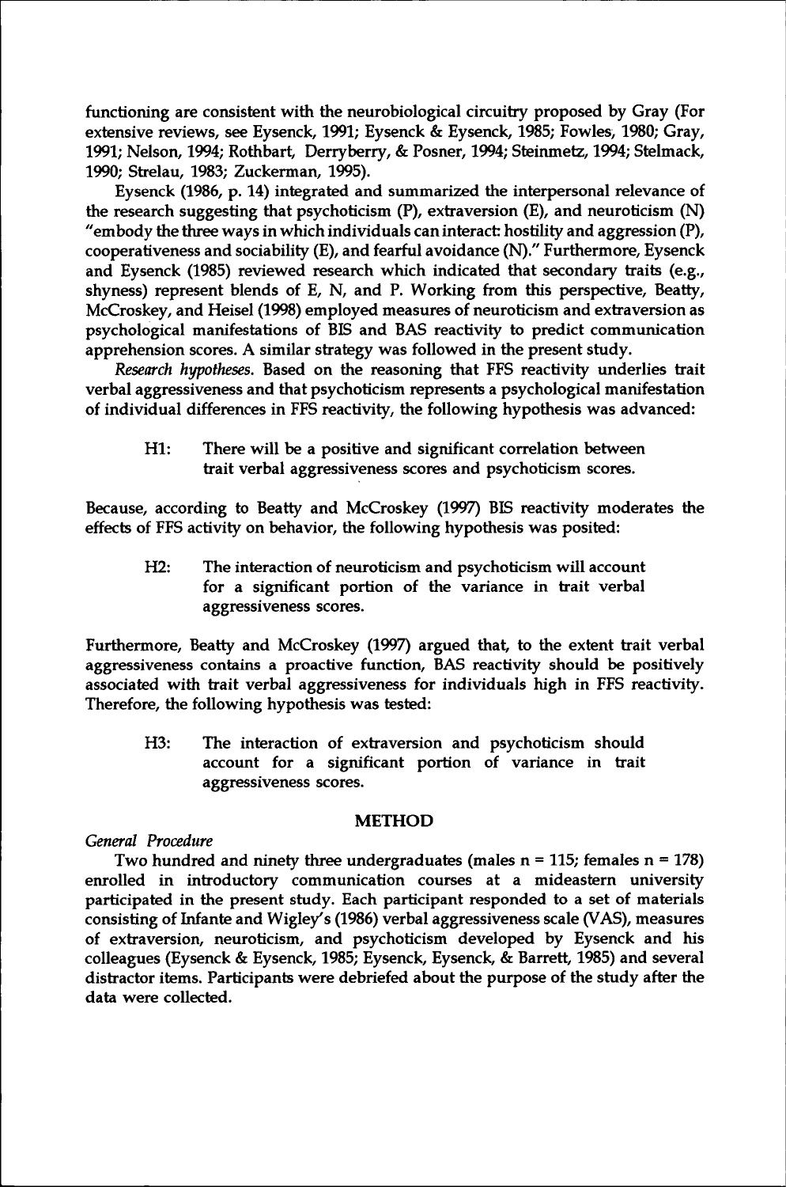functioning are consistent with the neurobiological circuitry proposed by Gray (For extensive reviews, see Eysenck, 1991; Eysenck & Eysenck, 1985; Fowles, 1980; Gray, 1991; Nelson, 1994; Rothbart, Derryberry, & Posner, 1994; Steinmetz, 1994; Stelmack, 1990; Strelau, 1983; Zuckerman, 1995).

Eysenck (1986, p. 14) integrated and summarized the interpersonal relevance of the research suggesting that psychoticism (P), extraversion (E), and neuroticism (N) "embody the three ways in which individuals can interact: hostility and aggression (P), cooperativeness and sociability (E), and fearful avoidance (N)." Furthermore, Eysenck and Eysenck (1985) reviewed research which indicated that secondary traits (e.g., shyness) represent blends of E, N, and P. Working from this perspective, Beatty, McCroskey, and Heisel (1998) employed measures of neuroticism and extraversion as psychological manifestations of BIS and BAS reactivity to predict communication apprehension scores. A similar strategy was followed in the present study.

*Research hypotheses.* Based on the reasoning that FFS reactivity underlies trait verbal aggressiveness and that psychoticism represents a psychological manifestation of individual differences in FFS reactivity, the following hypothesis was advanced:

> H1: There will be a positive and significant correlation between trait verbal aggressiveness scores and psychoticism scores.

Because, according to Beatty and McCroskey (1997) BIS reactivity moderates the effects of FFS activity on behavior, the following hypothesis was posited:

> H2: The interaction of neuroticism and psychoticism will account for a significant portion of the variance in trait verbal aggressiveness scores.

Furthermore, Beatty and McCroskey (1997) argued that, to the extent trait verbal aggressiveness contains a proactive function, BAS reactivity should be positively associated with trait verbal aggressiveness for individuals high in FFS reactivity. Therefore, the following hypothesis was tested:

> H3: The interaction of extraversion and psychoticism should account for a significant portion of variance in trait aggressiveness scores.

## METHOD

*General Procedure*

Two hundred and ninety three undergraduates (males n = 115; females n = 178) enrolled in introductory communication courses at a mideastern university participated in the present study. Each participant responded to a set of materials consisting of Infante and Wigley's (1986) verbal aggressiveness scale (VAS), measures of extraversion, neuroticism, and psychoticism developed by Eysenck and his colleagues (Eysenck & Eysenck, 1985; Eysenck, Eysenck, & Barrett, 1985) and several distractor items. Participants were debriefed about the purpose of the study after the data were collected.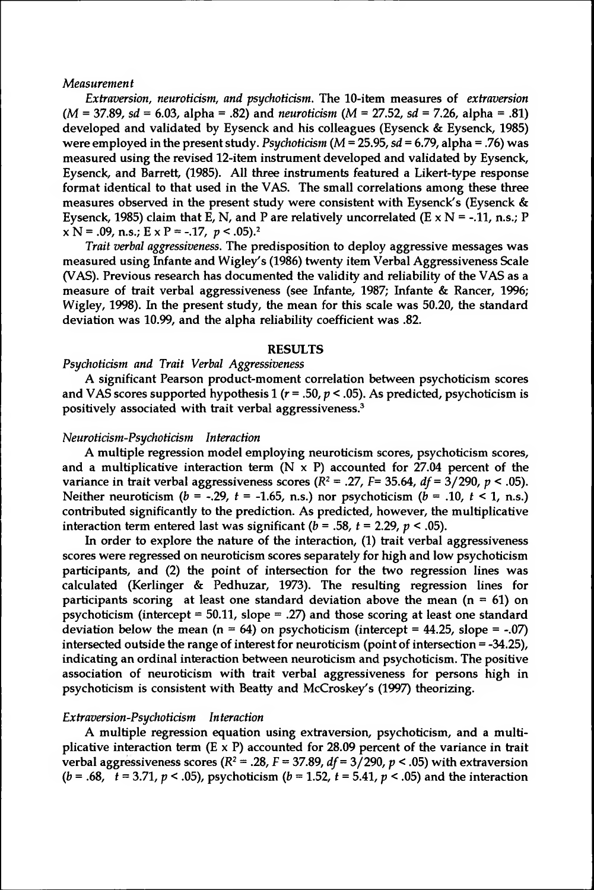*Measurement*

*Extraversion, neuroticism, and psychoticism.* The 10-item measures of *extraversion* ($M = 37.89$, $sd = 6.03$, alpha = .82) and *neuroticism* ($M = 27.52$, $sd = 7.26$, alpha = .81) developed and validated by Eysenck and his colleagues (Eysenck & Eysenck, 1985) were employed in the present study. *Psychoticism* ($M = 25.95$, $sd = 6.79$, alpha = .76) was measured using the revised 12-item instrument developed and validated by Eysenck, Eysenck, and Barrett, (1985). All three instruments featured a Likert-type response format identical to that used in the VAS. The small correlations among these three measures observed in the present study were consistent with Eysenck's (Eysenck & Eysenck, 1985) claim that E, N, and P are relatively uncorrelated (E x N = -.11, n.s.; P x N = .09, n.s.; E x P = -.17, $p < .05$).[2]

*Trait verbal aggressiveness.* The predisposition to deploy aggressive messages was measured using Infante and Wigley's (1986) twenty item Verbal Aggressiveness Scale (VAS). Previous research has documented the validity and reliability of the VAS as a measure of trait verbal aggressiveness (see Infante, 1987; Infante & Rancer, 1996; Wigley, 1998). In the present study, the mean for this scale was 50.20, the standard deviation was 10.99, and the alpha reliability coefficient was .82.

## RESULTS

*Psychoticism and Trait Verbal Aggressiveness*

A significant Pearson product-moment correlation between psychoticism scores and VAS scores supported hypothesis 1 ($r = .50$, $p < .05$). As predicted, psychoticism is positively associated with trait verbal aggressiveness.[3]

*Neuroticism-Psychoticism Interaction*

A multiple regression model employing neuroticism scores, psychoticism scores, and a multiplicative interaction term (N x P) accounted for 27.04 percent of the variance in trait verbal aggressiveness scores ($R^2 = .27$, $F = 35.64$, $df = 3/290$, $p < .05$). Neither neuroticism ($b = -.29$, $t = -1.65$, n.s.) nor psychoticism ($b = .10$, $t < 1$, n.s.) contributed significantly to the prediction. As predicted, however, the multiplicative interaction term entered last was significant ($b = .58$, $t = 2.29$, $p < .05$).

In order to explore the nature of the interaction, (1) trait verbal aggressiveness scores were regressed on neuroticism scores separately for high and low psychoticism participants, and (2) the point of intersection for the two regression lines was calculated (Kerlinger & Pedhuzar, 1973). The resulting regression lines for participants scoring at least one standard deviation above the mean ($n = 61$) on psychoticism (intercept = 50.11, slope = .27) and those scoring at least one standard deviation below the mean ($n = 64$) on psychoticism (intercept = 44.25, slope = -.07) intersected outside the range of interest for neuroticism (point of intersection = -34.25), indicating an ordinal interaction between neuroticism and psychoticism. The positive association of neuroticism with trait verbal aggressiveness for persons high in psychoticism is consistent with Beatty and McCroskey's (1997) theorizing.

*Extraversion-Psychoticism Interaction*

A multiple regression equation using extraversion, psychoticism, and a multiplicative interaction term (E x P) accounted for 28.09 percent of the variance in trait verbal aggressiveness scores ($R^2 = .28$, $F = 37.89$, $df = 3/290$, $p < .05$) with extraversion ($b = .68$, $t = 3.71$, $p < .05$), psychoticism ($b = 1.52$, $t = 5.41$, $p < .05$) and the interaction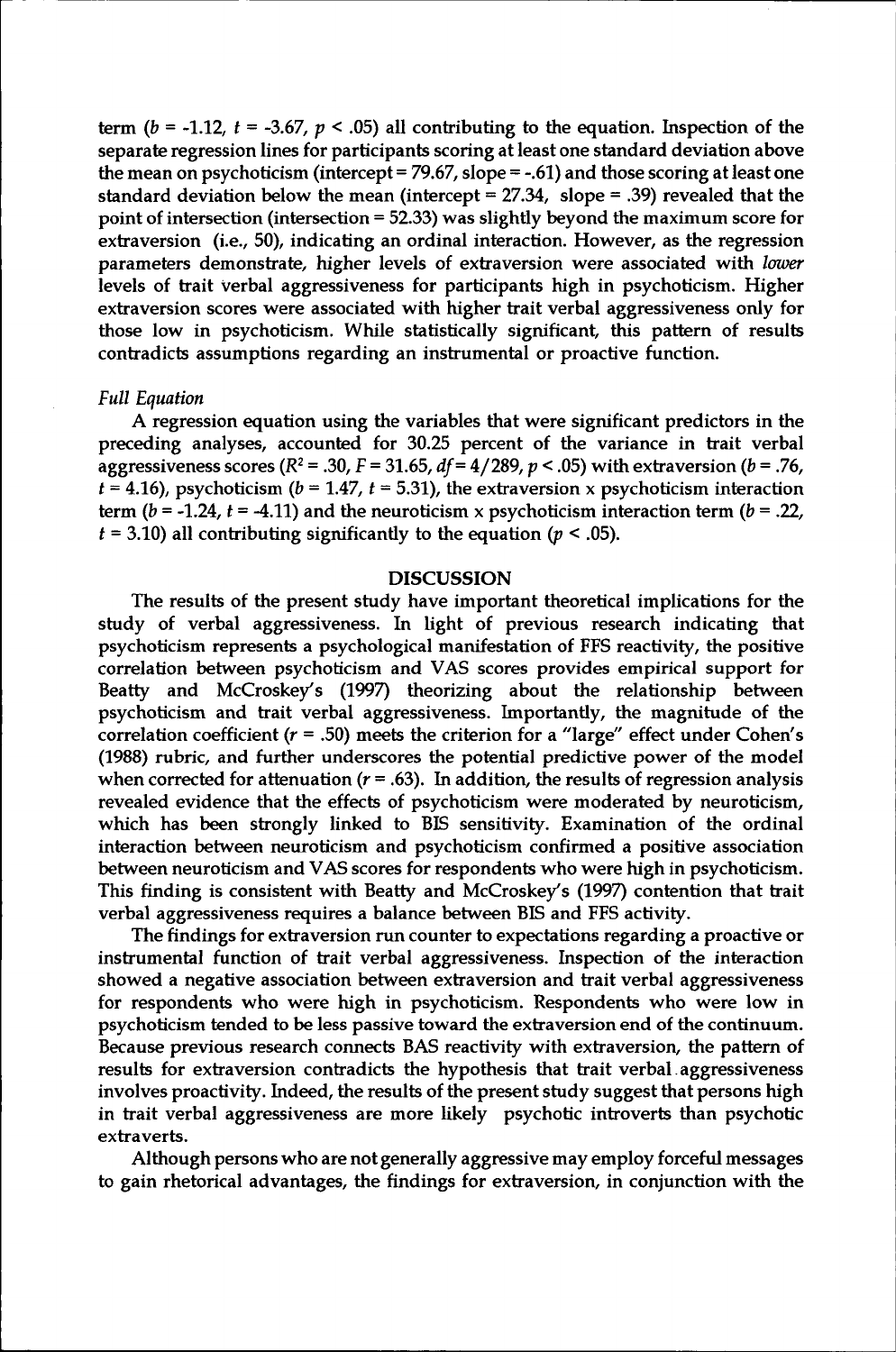term ($b$ = -1.12, $t$ = -3.67, $p$ < .05) all contributing to the equation. Inspection of the separate regression lines for participants scoring at least one standard deviation above the mean on psychoticism (intercept = 79.67, slope = -.61) and those scoring at least one standard deviation below the mean (intercept = 27.34, slope = .39) revealed that the point of intersection (intersection = 52.33) was slightly beyond the maximum score for extraversion (i.e., 50), indicating an ordinal interaction. However, as the regression parameters demonstrate, higher levels of extraversion were associated with *lower* levels of trait verbal aggressiveness for participants high in psychoticism. Higher extraversion scores were associated with higher trait verbal aggressiveness only for those low in psychoticism. While statistically significant, this pattern of results contradicts assumptions regarding an instrumental or proactive function.

*Full Equation*

A regression equation using the variables that were significant predictors in the preceding analyses, accounted for 30.25 percent of the variance in trait verbal aggressiveness scores ($R^2$ = .30, $F$ = 31.65, $df$ = 4/289, $p$ < .05) with extraversion ($b$ = .76, $t$ = 4.16), psychoticism ($b$ = 1.47, $t$ = 5.31), the extraversion x psychoticism interaction term ($b$ = -1.24, $t$ = -4.11) and the neuroticism x psychoticism interaction term ($b$ = .22, $t$ = 3.10) all contributing significantly to the equation ($p$ < .05).

## DISCUSSION

The results of the present study have important theoretical implications for the study of verbal aggressiveness. In light of previous research indicating that psychoticism represents a psychological manifestation of FFS reactivity, the positive correlation between psychoticism and VAS scores provides empirical support for Beatty and McCroskey's (1997) theorizing about the relationship between psychoticism and trait verbal aggressiveness. Importantly, the magnitude of the correlation coefficient ($r$ = .50) meets the criterion for a "large" effect under Cohen's (1988) rubric, and further underscores the potential predictive power of the model when corrected for attenuation ($r$ = .63). In addition, the results of regression analysis revealed evidence that the effects of psychoticism were moderated by neuroticism, which has been strongly linked to BIS sensitivity. Examination of the ordinal interaction between neuroticism and psychoticism confirmed a positive association between neuroticism and VAS scores for respondents who were high in psychoticism. This finding is consistent with Beatty and McCroskey's (1997) contention that trait verbal aggressiveness requires a balance between BIS and FFS activity.

The findings for extraversion run counter to expectations regarding a proactive or instrumental function of trait verbal aggressiveness. Inspection of the interaction showed a negative association between extraversion and trait verbal aggressiveness for respondents who were high in psychoticism. Respondents who were low in psychoticism tended to be less passive toward the extraversion end of the continuum. Because previous research connects BAS reactivity with extraversion, the pattern of results for extraversion contradicts the hypothesis that trait verbal aggressiveness involves proactivity. Indeed, the results of the present study suggest that persons high in trait verbal aggressiveness are more likely psychotic introverts than psychotic extraverts.

Although persons who are not generally aggressive may employ forceful messages to gain rhetorical advantages, the findings for extraversion, in conjunction with the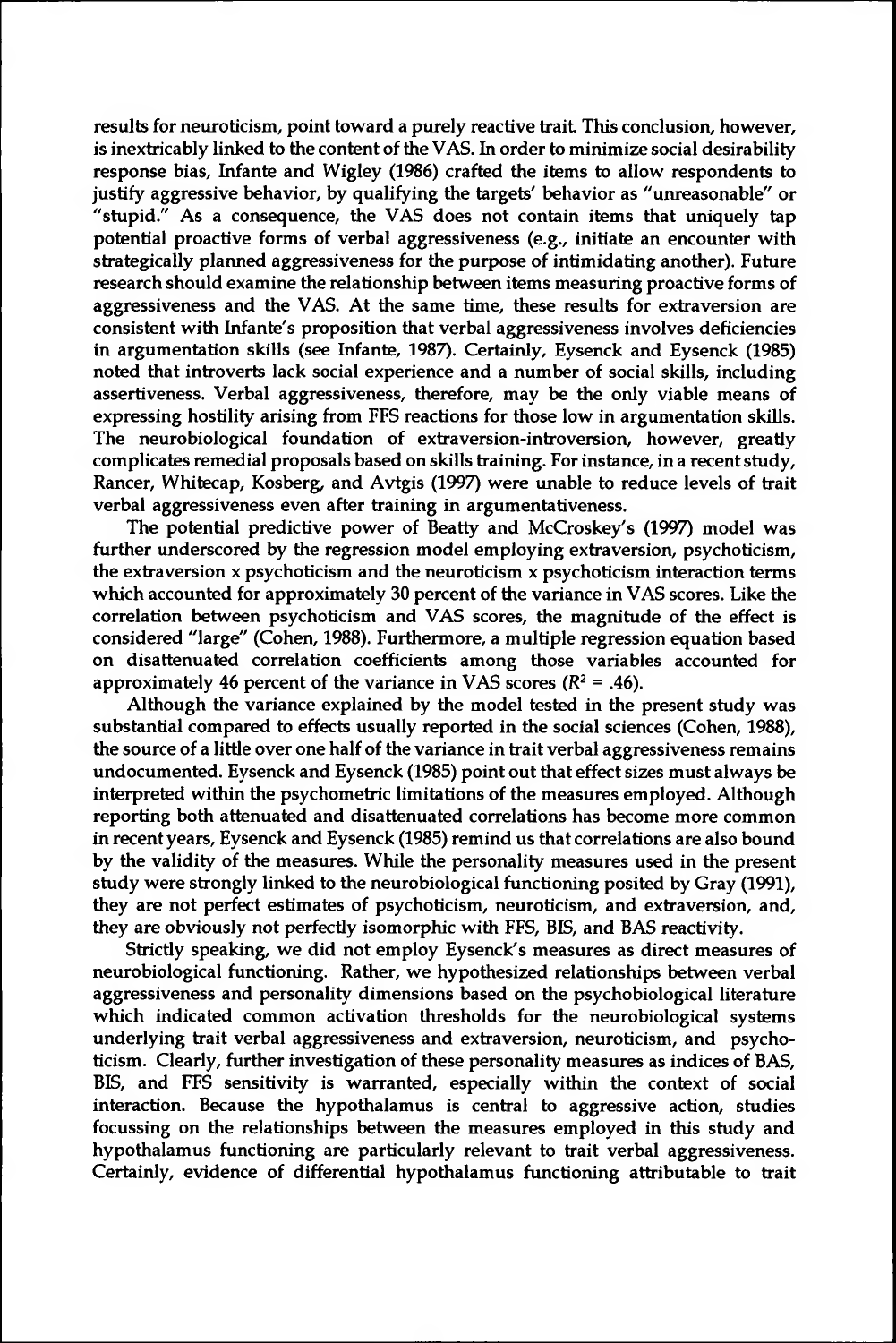results for neuroticism, point toward a purely reactive trait. This conclusion, however, is inextricably linked to the content of the VAS. In order to minimize social desirability response bias, Infante and Wigley (1986) crafted the items to allow respondents to justify aggressive behavior, by qualifying the targets' behavior as "unreasonable" or "stupid." As a consequence, the VAS does not contain items that uniquely tap potential proactive forms of verbal aggressiveness (e.g., initiate an encounter with strategically planned aggressiveness for the purpose of intimidating another). Future research should examine the relationship between items measuring proactive forms of aggressiveness and the VAS. At the same time, these results for extraversion are consistent with Infante's proposition that verbal aggressiveness involves deficiencies in argumentation skills (see Infante, 1987). Certainly, Eysenck and Eysenck (1985) noted that introverts lack social experience and a number of social skills, including assertiveness. Verbal aggressiveness, therefore, may be the only viable means of expressing hostility arising from FFS reactions for those low in argumentation skills. The neurobiological foundation of extraversion-introversion, however, greatly complicates remedial proposals based on skills training. For instance, in a recent study, Rancer, Whitecap, Kosberg, and Avtgis (1997) were unable to reduce levels of trait verbal aggressiveness even after training in argumentativeness.

The potential predictive power of Beatty and McCroskey's (1997) model was further underscored by the regression model employing extraversion, psychoticism, the extraversion x psychoticism and the neuroticism x psychoticism interaction terms which accounted for approximately 30 percent of the variance in VAS scores. Like the correlation between psychoticism and VAS scores, the magnitude of the effect is considered "large" (Cohen, 1988). Furthermore, a multiple regression equation based on disattenuated correlation coefficients among those variables accounted for approximately 46 percent of the variance in VAS scores ($R^2 = .46$).

Although the variance explained by the model tested in the present study was substantial compared to effects usually reported in the social sciences (Cohen, 1988), the source of a little over one half of the variance in trait verbal aggressiveness remains undocumented. Eysenck and Eysenck (1985) point out that effect sizes must always be interpreted within the psychometric limitations of the measures employed. Although reporting both attenuated and disattenuated correlations has become more common in recent years, Eysenck and Eysenck (1985) remind us that correlations are also bound by the validity of the measures. While the personality measures used in the present study were strongly linked to the neurobiological functioning posited by Gray (1991), they are not perfect estimates of psychoticism, neuroticism, and extraversion, and, they are obviously not perfectly isomorphic with FFS, BIS, and BAS reactivity.

Strictly speaking, we did not employ Eysenck's measures as direct measures of neurobiological functioning. Rather, we hypothesized relationships between verbal aggressiveness and personality dimensions based on the psychobiological literature which indicated common activation thresholds for the neurobiological systems underlying trait verbal aggressiveness and extraversion, neuroticism, and psychoticism. Clearly, further investigation of these personality measures as indices of BAS, BIS, and FFS sensitivity is warranted, especially within the context of social interaction. Because the hypothalamus is central to aggressive action, studies focussing on the relationships between the measures employed in this study and hypothalamus functioning are particularly relevant to trait verbal aggressiveness. Certainly, evidence of differential hypothalamus functioning attributable to trait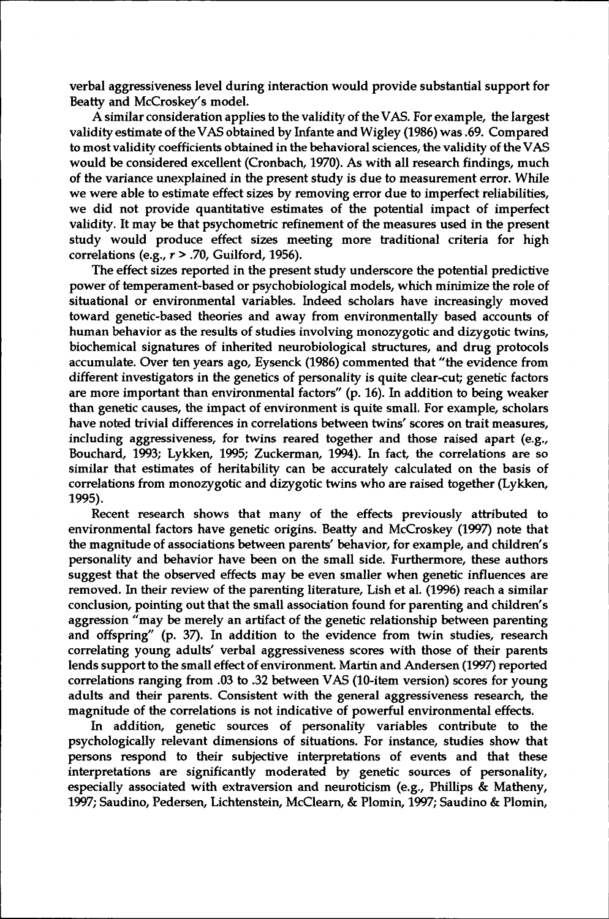verbal aggressiveness level during interaction would provide substantial support for Beatty and McCroskey's model.

A similar consideration applies to the validity of the VAS. For example, the largest validity estimate of the VAS obtained by Infante and Wigley (1986) was .69. Compared to most validity coefficients obtained in the behavioral sciences, the validity of the VAS would be considered excellent (Cronbach, 1970). As with all research findings, much of the variance unexplained in the present study is due to measurement error. While we were able to estimate effect sizes by removing error due to imperfect reliabilities, we did not provide quantitative estimates of the potential impact of imperfect validity. It may be that psychometric refinement of the measures used in the present study would produce effect sizes meeting more traditional criteria for high correlations (e.g., $r > .70$, Guilford, 1956).

The effect sizes reported in the present study underscore the potential predictive power of temperament-based or psychobiological models, which minimize the role of situational or environmental variables. Indeed scholars have increasingly moved toward genetic-based theories and away from environmentally based accounts of human behavior as the results of studies involving monozygotic and dizygotic twins, biochemical signatures of inherited neurobiological structures, and drug protocols accumulate. Over ten years ago, Eysenck (1986) commented that "the evidence from different investigators in the genetics of personality is quite clear-cut; genetic factors are more important than environmental factors" (p. 16). In addition to being weaker than genetic causes, the impact of environment is quite small. For example, scholars have noted trivial differences in correlations between twins' scores on trait measures, including aggressiveness, for twins reared together and those raised apart (e.g., Bouchard, 1993; Lykken, 1995; Zuckerman, 1994). In fact, the correlations are so similar that estimates of heritability can be accurately calculated on the basis of correlations from monozygotic and dizygotic twins who are raised together (Lykken, 1995).

Recent research shows that many of the effects previously attributed to environmental factors have genetic origins. Beatty and McCroskey (1997) note that the magnitude of associations between parents' behavior, for example, and children's personality and behavior have been on the small side. Furthermore, these authors suggest that the observed effects may be even smaller when genetic influences are removed. In their review of the parenting literature, Lish et al. (1996) reach a similar conclusion, pointing out that the small association found for parenting and children's aggression "may be merely an artifact of the genetic relationship between parenting and offspring" (p. 37). In addition to the evidence from twin studies, research correlating young adults' verbal aggressiveness scores with those of their parents lends support to the small effect of environment. Martin and Andersen (1997) reported correlations ranging from .03 to .32 between VAS (10-item version) scores for young adults and their parents. Consistent with the general aggressiveness research, the magnitude of the correlations is not indicative of powerful environmental effects.

In addition, genetic sources of personality variables contribute to the psychologically relevant dimensions of situations. For instance, studies show that persons respond to their subjective interpretations of events and that these interpretations are significantly moderated by genetic sources of personality, especially associated with extraversion and neuroticism (e.g., Phillips & Matheny, 1997; Saudino, Pedersen, Lichtenstein, McClearn, & Plomin, 1997; Saudino & Plomin,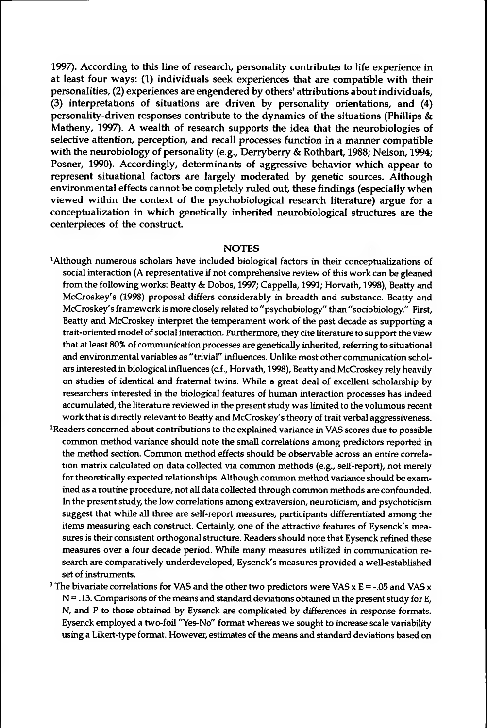1997). According to this line of research, personality contributes to life experience in at least four ways: (1) individuals seek experiences that are compatible with their personalities, (2) experiences are engendered by others' attributions about individuals, (3) interpretations of situations are driven by personality orientations, and (4) personality-driven responses contribute to the dynamics of the situations (Phillips & Matheny, 1997). A wealth of research supports the idea that the neurobiologies of selective attention, perception, and recall processes function in a manner compatible with the neurobiology of personality (e.g., Derryberry & Rothbart, 1988; Nelson, 1994; Posner, 1990). Accordingly, determinants of aggressive behavior which appear to represent situational factors are largely moderated by genetic sources. Although environmental effects cannot be completely ruled out, these findings (especially when viewed within the context of the psychobiological research literature) argue for a conceptualization in which genetically inherited neurobiological structures are the centerpieces of the construct.

## NOTES

[1]Although numerous scholars have included biological factors in their conceptualizations of social interaction (A representative if not comprehensive review of this work can be gleaned from the following works: Beatty & Dobos, 1997; Cappella, 1991; Horvath, 1998), Beatty and McCroskey's (1998) proposal differs considerably in breadth and substance. Beatty and McCroskey's framework is more closely related to "psychobiology" than "sociobiology." First, Beatty and McCroskey interpret the temperament work of the past decade as supporting a trait-oriented model of social interaction. Furthermore, they cite literature to support the view that at least 80% of communication processes are genetically inherited, referring to situational and environmental variables as "trivial" influences. Unlike most other communication scholars interested in biological influences (c.f., Horvath, 1998), Beatty and McCroskey rely heavily on studies of identical and fraternal twins. While a great deal of excellent scholarship by researchers interested in the biological features of human interaction processes has indeed accumulated, the literature reviewed in the present study was limited to the volumous recent work that is directly relevant to Beatty and McCroskey's theory of trait verbal aggressiveness.

[2]Readers concerned about contributions to the explained variance in VAS scores due to possible common method variance should note the small correlations among predictors reported in the method section. Common method effects should be observable across an entire correlation matrix calculated on data collected via common methods (e.g., self-report), not merely for theoretically expected relationships. Although common method variance should be examined as a routine procedure, not all data collected through common methods are confounded. In the present study, the low correlations among extraversion, neuroticism, and psychoticism suggest that while all three are self-report measures, participants differentiated among the items measuring each construct. Certainly, one of the attractive features of Eysenck's measures is their consistent orthogonal structure. Readers should note that Eysenck refined these measures over a four decade period. While many measures utilized in communication research are comparatively underdeveloped, Eysenck's measures provided a well-established set of instruments.

[3] The bivariate correlations for VAS and the other two predictors were VAS x E = -.05 and VAS x N = .13. Comparisons of the means and standard deviations obtained in the present study for E, N, and P to those obtained by Eysenck are complicated by differences in response formats. Eysenck employed a two-foil "Yes-No" format whereas we sought to increase scale variability using a Likert-type format. However, estimates of the means and standard deviations based on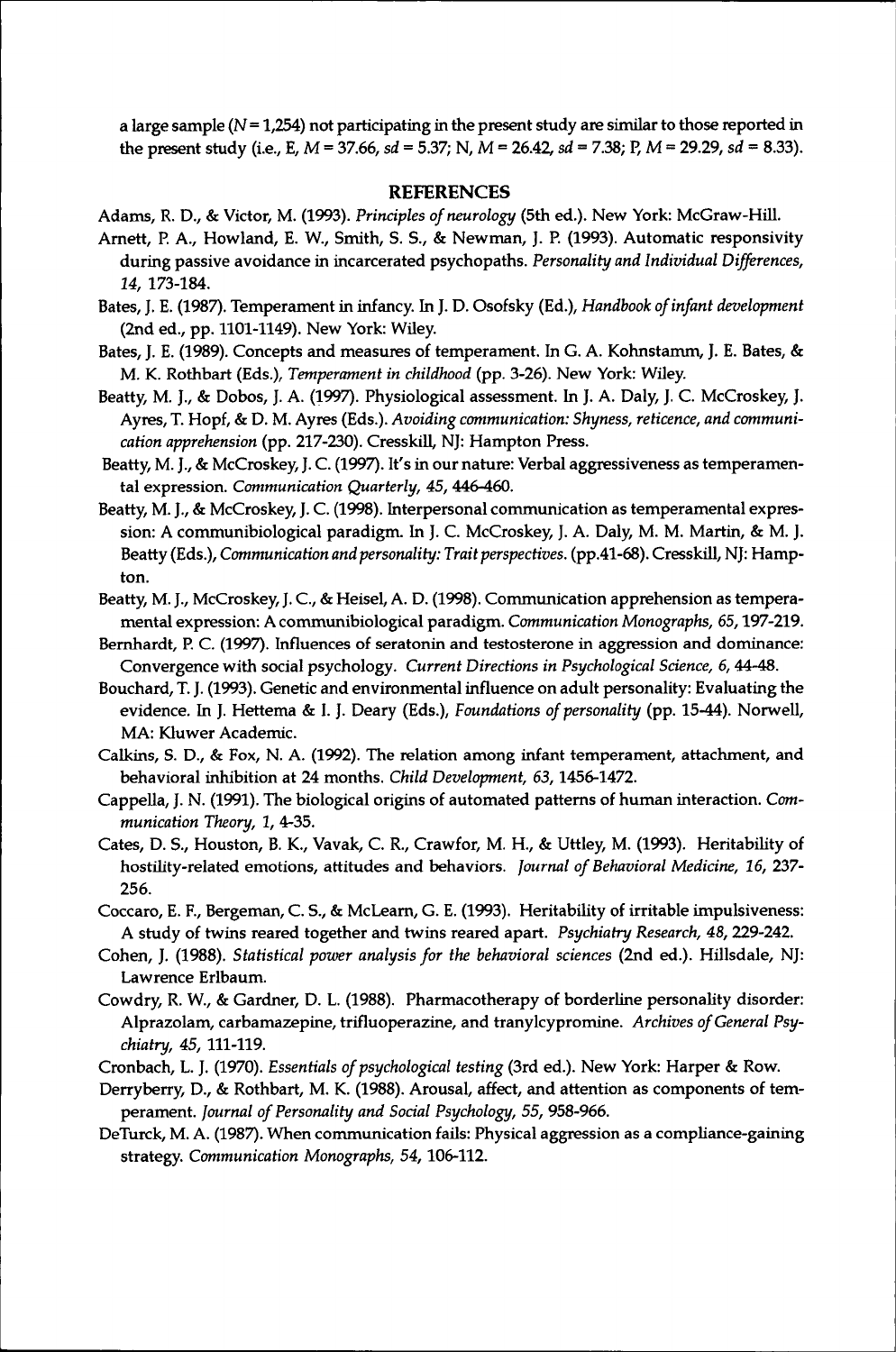a large sample ($N$ = 1,254) not participating in the present study are similar to those reported in the present study (i.e., E, $M$ = 37.66, $sd$ = 5.37; N, $M$ = 26.42, $sd$ = 7.38; P, $M$ = 29.29, $sd$ = 8.33).

## REFERENCES

Adams, R. D., & Victor, M. (1993). *Principles of neurology* (5th ed.). New York: McGraw-Hill.

Arnett, P. A., Howland, E. W., Smith, S. S., & Newman, J. P. (1993). Automatic responsivity during passive avoidance in incarcerated psychopaths. *Personality and Individual Differences, 14*, 173-184.

Bates, J. E. (1987). Temperament in infancy. In J. D. Osofsky (Ed.), *Handbook of infant development* (2nd ed., pp. 1101-1149). New York: Wiley.

Bates, J. E. (1989). Concepts and measures of temperament. In G. A. Kohnstamm, J. E. Bates, & M. K. Rothbart (Eds.), *Temperament in childhood* (pp. 3-26). New York: Wiley.

Beatty, M. J., & Dobos, J. A. (1997). Physiological assessment. In J. A. Daly, J. C. McCroskey, J. Ayres, T. Hopf, & D. M. Ayres (Eds.). *Avoiding communication: Shyness, reticence, and communication apprehension* (pp. 217-230). Cresskill, NJ: Hampton Press.

Beatty, M. J., & McCroskey, J. C. (1997). It's in our nature: Verbal aggressiveness as temperamental expression. *Communication Quarterly, 45*, 446-460.

Beatty, M. J., & McCroskey, J. C. (1998). Interpersonal communication as temperamental expression: A communibiological paradigm. In J. C. McCroskey, J. A. Daly, M. M. Martin, & M. J. Beatty (Eds.), *Communication and personality: Trait perspectives*. (pp.41-68). Cresskill, NJ: Hampton.

Beatty, M. J., McCroskey, J. C., & Heisel, A. D. (1998). Communication apprehension as temperamental expression: A communibiological paradigm. *Communication Monographs, 65*, 197-219.

Bernhardt, P. C. (1997). Influences of seratonin and testosterone in aggression and dominance: Convergence with social psychology. *Current Directions in Psychological Science, 6*, 44-48.

Bouchard, T. J. (1993). Genetic and environmental influence on adult personality: Evaluating the evidence. In J. Hettema & I. J. Deary (Eds.), *Foundations of personality* (pp. 15-44). Norwell, MA: Kluwer Academic.

Calkins, S. D., & Fox, N. A. (1992). The relation among infant temperament, attachment, and behavioral inhibition at 24 months. *Child Development, 63*, 1456-1472.

Cappella, J. N. (1991). The biological origins of automated patterns of human interaction. *Communication Theory, 1*, 4-35.

Cates, D. S., Houston, B. K., Vavak, C. R., Crawfor, M. H., & Uttley, M. (1993). Heritability of hostility-related emotions, attitudes and behaviors. *Journal of Behavioral Medicine, 16*, 237-256.

Coccaro, E. F., Bergeman, C. S., & McLearn, G. E. (1993). Heritability of irritable impulsiveness: A study of twins reared together and twins reared apart. *Psychiatry Research, 48*, 229-242.

Cohen, J. (1988). *Statistical power analysis for the behavioral sciences* (2nd ed.). Hillsdale, NJ: Lawrence Erlbaum.

Cowdry, R. W., & Gardner, D. L. (1988). Pharmacotherapy of borderline personality disorder: Alprazolam, carbamazepine, trifluoperazine, and tranylcypromine. *Archives of General Psychiatry, 45*, 111-119.

Cronbach, L. J. (1970). *Essentials of psychological testing* (3rd ed.). New York: Harper & Row.

Derryberry, D., & Rothbart, M. K. (1988). Arousal, affect, and attention as components of temperament. *Journal of Personality and Social Psychology, 55*, 958-966.

DeTurck, M. A. (1987). When communication fails: Physical aggression as a compliance-gaining strategy. *Communication Monographs, 54*, 106-112.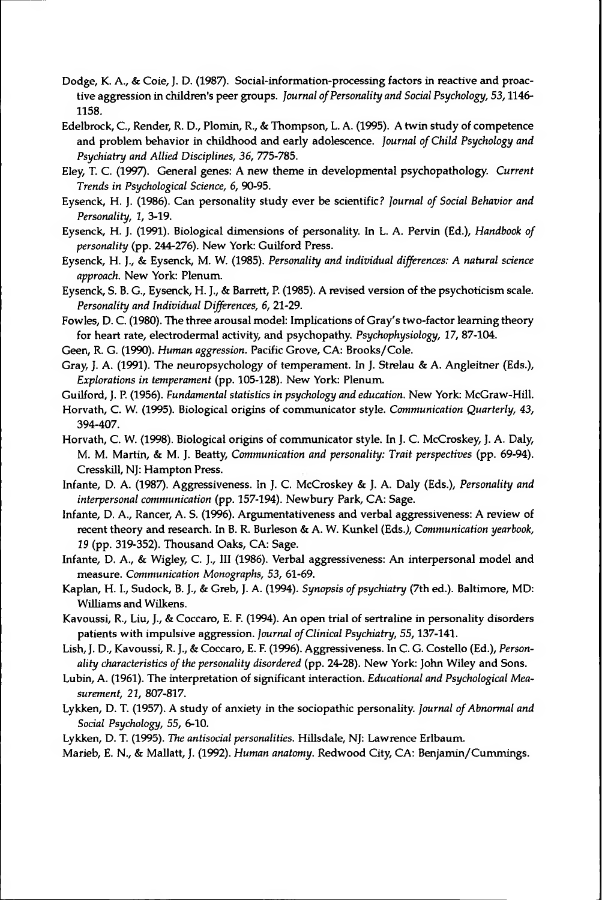Dodge, K. A., & Coie, J. D. (1987). Social-information-processing factors in reactive and proactive aggression in children's peer groups. *Journal of Personality and Social Psychology, 53*, 1146-1158.

Edelbrock, C., Render, R. D., Plomin, R., & Thompson, L. A. (1995). A twin study of competence and problem behavior in childhood and early adolescence. *Journal of Child Psychology and Psychiatry and Allied Disciplines, 36*, 775-785.

Eley, T. C. (1997). General genes: A new theme in developmental psychopathology. *Current Trends in Psychological Science, 6*, 90-95.

Eysenck, H. J. (1986). Can personality study ever be scientific? *Journal of Social Behavior and Personality, 1*, 3-19.

Eysenck, H. J. (1991). Biological dimensions of personality. In L. A. Pervin (Ed.), *Handbook of personality* (pp. 244-276). New York: Guilford Press.

Eysenck, H. J., & Eysenck, M. W. (1985). *Personality and individual differences: A natural science approach.* New York: Plenum.

Eysenck, S. B. G., Eysenck, H. J., & Barrett, P. (1985). A revised version of the psychoticism scale. *Personality and Individual Differences, 6*, 21-29.

Fowles, D. C. (1980). The three arousal model: Implications of Gray's two-factor learning theory for heart rate, electrodermal activity, and psychopathy. *Psychophysiology, 17*, 87-104.

Geen, R. G. (1990). *Human aggression.* Pacific Grove, CA: Brooks/Cole.

Gray, J. A. (1991). The neuropsychology of temperament. In J. Strelau & A. Angleitner (Eds.), *Explorations in temperament* (pp. 105-128). New York: Plenum.

Guilford, J. P. (1956). *Fundamental statistics in psychology and education.* New York: McGraw-Hill.

Horvath, C. W. (1995). Biological origins of communicator style. *Communication Quarterly, 43*, 394-407.

Horvath, C. W. (1998). Biological origins of communicator style. In J. C. McCroskey, J. A. Daly, M. M. Martin, & M. J. Beatty, *Communication and personality: Trait perspectives* (pp. 69-94). Cresskill, NJ: Hampton Press.

Infante, D. A. (1987). Aggressiveness. In J. C. McCroskey & J. A. Daly (Eds.), *Personality and interpersonal communication* (pp. 157-194). Newbury Park, CA: Sage.

Infante, D. A., Rancer, A. S. (1996). Argumentativeness and verbal aggressiveness: A review of recent theory and research. In B. R. Burleson & A. W. Kunkel (Eds.), *Communication yearbook, 19* (pp. 319-352). Thousand Oaks, CA: Sage.

Infante, D. A., & Wigley, C. J., III (1986). Verbal aggressiveness: An interpersonal model and measure. *Communication Monographs, 53*, 61-69.

Kaplan, H. I., Sudock, B. J., & Greb, J. A. (1994). *Synopsis of psychiatry* (7th ed.). Baltimore, MD: Williams and Wilkens.

Kavoussi, R., Liu, J., & Coccaro, E. F. (1994). An open trial of sertraline in personality disorders patients with impulsive aggression. *Journal of Clinical Psychiatry, 55*, 137-141.

Lish, J. D., Kavoussi, R. J., & Coccaro, E. F. (1996). Aggressiveness. In C. G. Costello (Ed.), *Personality characteristics of the personality disordered* (pp. 24-28). New York: John Wiley and Sons.

Lubin, A. (1961). The interpretation of significant interaction. *Educational and Psychological Measurement, 21*, 807-817.

Lykken, D. T. (1957). A study of anxiety in the sociopathic personality. *Journal of Abnormal and Social Psychology, 55*, 6-10.

Lykken, D. T. (1995). *The antisocial personalities.* Hillsdale, NJ: Lawrence Erlbaum.

Marieb, E. N., & Mallatt, J. (1992). *Human anatomy.* Redwood City, CA: Benjamin/Cummings.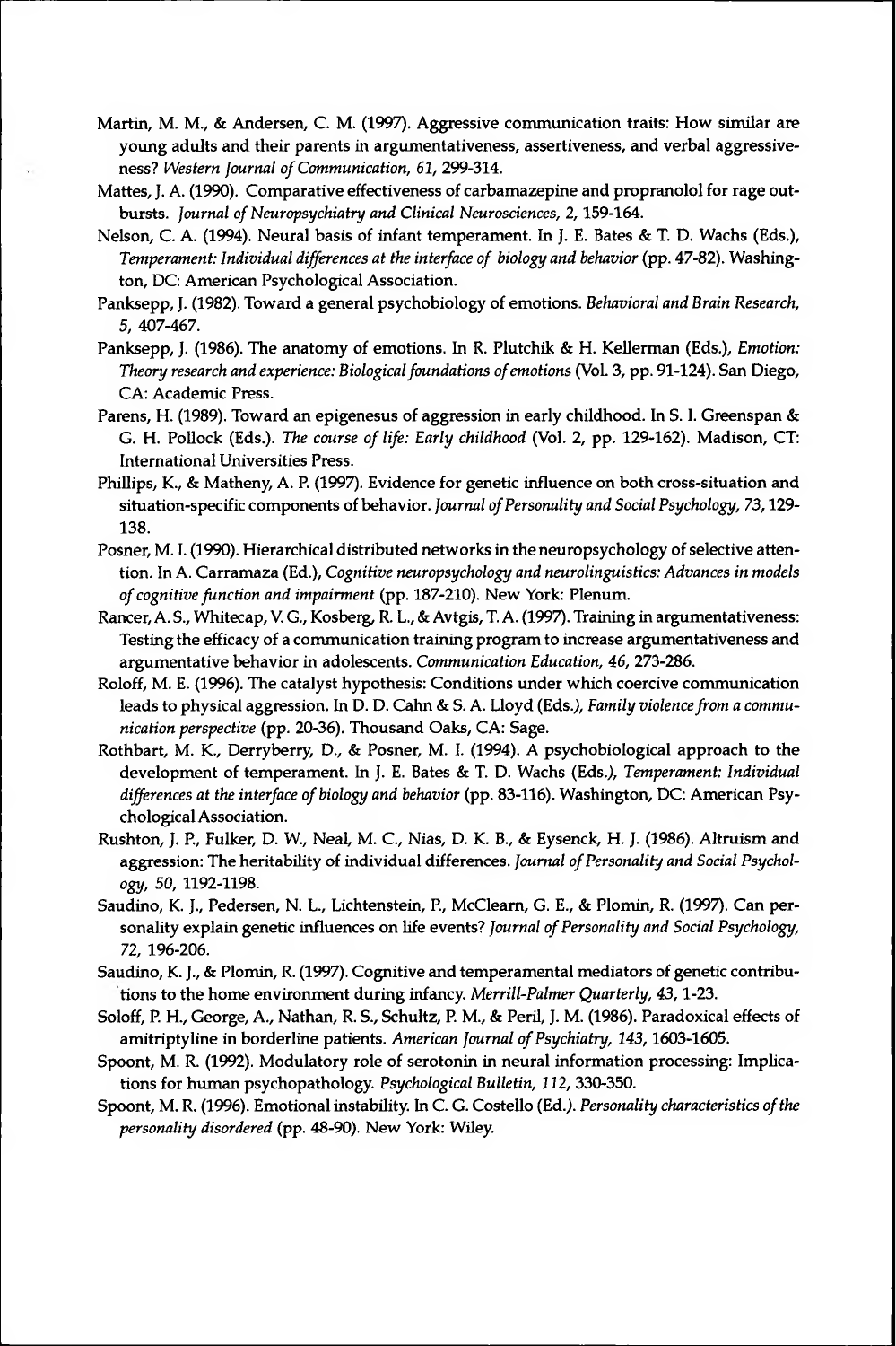Martin, M. M., & Andersen, C. M. (1997). Aggressive communication traits: How similar are young adults and their parents in argumentativeness, assertiveness, and verbal aggressiveness? *Western Journal of Communication, 61,* 299-314.

Mattes, J. A. (1990). Comparative effectiveness of carbamazepine and propranolol for rage outbursts. *Journal of Neuropsychiatry and Clinical Neurosciences, 2,* 159-164.

Nelson, C. A. (1994). Neural basis of infant temperament. In J. E. Bates & T. D. Wachs (Eds.), *Temperament: Individual differences at the interface of biology and behavior* (pp. 47-82). Washington, DC: American Psychological Association.

Panksepp, J. (1982). Toward a general psychobiology of emotions. *Behavioral and Brain Research, 5,* 407-467.

Panksepp, J. (1986). The anatomy of emotions. In R. Plutchik & H. Kellerman (Eds.), *Emotion: Theory research and experience: Biological foundations of emotions* (Vol. 3, pp. 91-124). San Diego, CA: Academic Press.

Parens, H. (1989). Toward an epigenesus of aggression in early childhood. In S. I. Greenspan & G. H. Pollock (Eds.). *The course of life: Early childhood* (Vol. 2, pp. 129-162). Madison, CT: International Universities Press.

Phillips, K., & Matheny, A. P. (1997). Evidence for genetic influence on both cross-situation and situation-specific components of behavior. *Journal of Personality and Social Psychology, 73,* 129-138.

Posner, M. I. (1990). Hierarchical distributed networks in the neuropsychology of selective attention. In A. Carramaza (Ed.), *Cognitive neuropsychology and neurolinguistics: Advances in models of cognitive function and impairment* (pp. 187-210). New York: Plenum.

Rancer, A. S., Whitecap, V. G., Kosberg, R. L., & Avtgis, T. A. (1997). Training in argumentativeness: Testing the efficacy of a communication training program to increase argumentativeness and argumentative behavior in adolescents. *Communication Education, 46,* 273-286.

Roloff, M. E. (1996). The catalyst hypothesis: Conditions under which coercive communication leads to physical aggression. In D. D. Cahn & S. A. Lloyd (Eds.), *Family violence from a communication perspective* (pp. 20-36). Thousand Oaks, CA: Sage.

Rothbart, M. K., Derryberry, D., & Posner, M. I. (1994). A psychobiological approach to the development of temperament. In J. E. Bates & T. D. Wachs (Eds.), *Temperament: Individual differences at the interface of biology and behavior* (pp. 83-116). Washington, DC: American Psychological Association.

Rushton, J. P., Fulker, D. W., Neal, M. C., Nias, D. K. B., & Eysenck, H. J. (1986). Altruism and aggression: The heritability of individual differences. *Journal of Personality and Social Psychology, 50,* 1192-1198.

Saudino, K. J., Pedersen, N. L., Lichtenstein, P., McClearn, G. E., & Plomin, R. (1997). Can personality explain genetic influences on life events? *Journal of Personality and Social Psychology, 72,* 196-206.

Saudino, K. J., & Plomin, R. (1997). Cognitive and temperamental mediators of genetic contributions to the home environment during infancy. *Merrill-Palmer Quarterly, 43,* 1-23.

Soloff, P. H., George, A., Nathan, R. S., Schultz, P. M., & Peril, J. M. (1986). Paradoxical effects of amitriptyline in borderline patients. *American Journal of Psychiatry, 143,* 1603-1605.

Spoont, M. R. (1992). Modulatory role of serotonin in neural information processing: Implications for human psychopathology. *Psychological Bulletin, 112,* 330-350.

Spoont, M. R. (1996). Emotional instability. In C. G. Costello (Ed.). *Personality characteristics of the personality disordered* (pp. 48-90). New York: Wiley.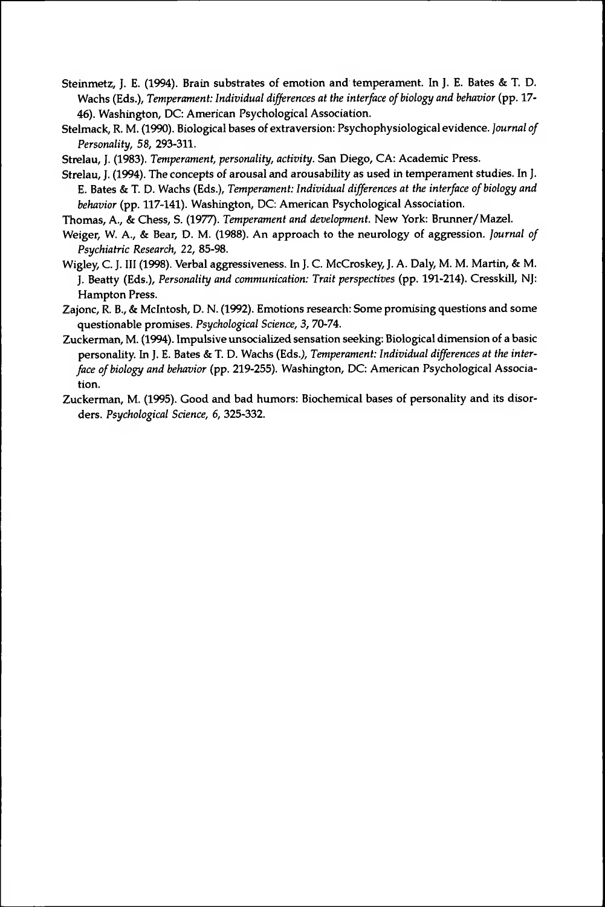Steinmetz, J. E. (1994). Brain substrates of emotion and temperament. In J. E. Bates & T. D. Wachs (Eds.), *Temperament: Individual differences at the interface of biology and behavior* (pp. 17-46). Washington, DC: American Psychological Association.

Stelmack, R. M. (1990). Biological bases of extraversion: Psychophysiological evidence. *Journal of Personality, 58,* 293-311.

Strelau, J. (1983). *Temperament, personality, activity.* San Diego, CA: Academic Press.

Strelau, J. (1994). The concepts of arousal and arousability as used in temperament studies. In J. E. Bates & T. D. Wachs (Eds.), *Temperament: Individual differences at the interface of biology and behavior* (pp. 117-141). Washington, DC: American Psychological Association.

Thomas, A., & Chess, S. (1977). *Temperament and development.* New York: Brunner/Mazel.

Weiger, W. A., & Bear, D. M. (1988). An approach to the neurology of aggression. *Journal of Psychiatric Research, 22,* 85-98.

Wigley, C. J. III (1998). Verbal aggressiveness. In J. C. McCroskey, J. A. Daly, M. M. Martin, & M. J. Beatty (Eds.), *Personality and communication: Trait perspectives* (pp. 191-214). Cresskill, NJ: Hampton Press.

Zajonc, R. B., & McIntosh, D. N. (1992). Emotions research: Some promising questions and some questionable promises. *Psychological Science, 3,* 70-74.

Zuckerman, M. (1994). Impulsive unsocialized sensation seeking: Biological dimension of a basic personality. In J. E. Bates & T. D. Wachs (Eds.), *Temperament: Individual differences at the interface of biology and behavior* (pp. 219-255). Washington, DC: American Psychological Association.

Zuckerman, M. (1995). Good and bad humors: Biochemical bases of personality and its disorders. *Psychological Science, 6,* 325-332.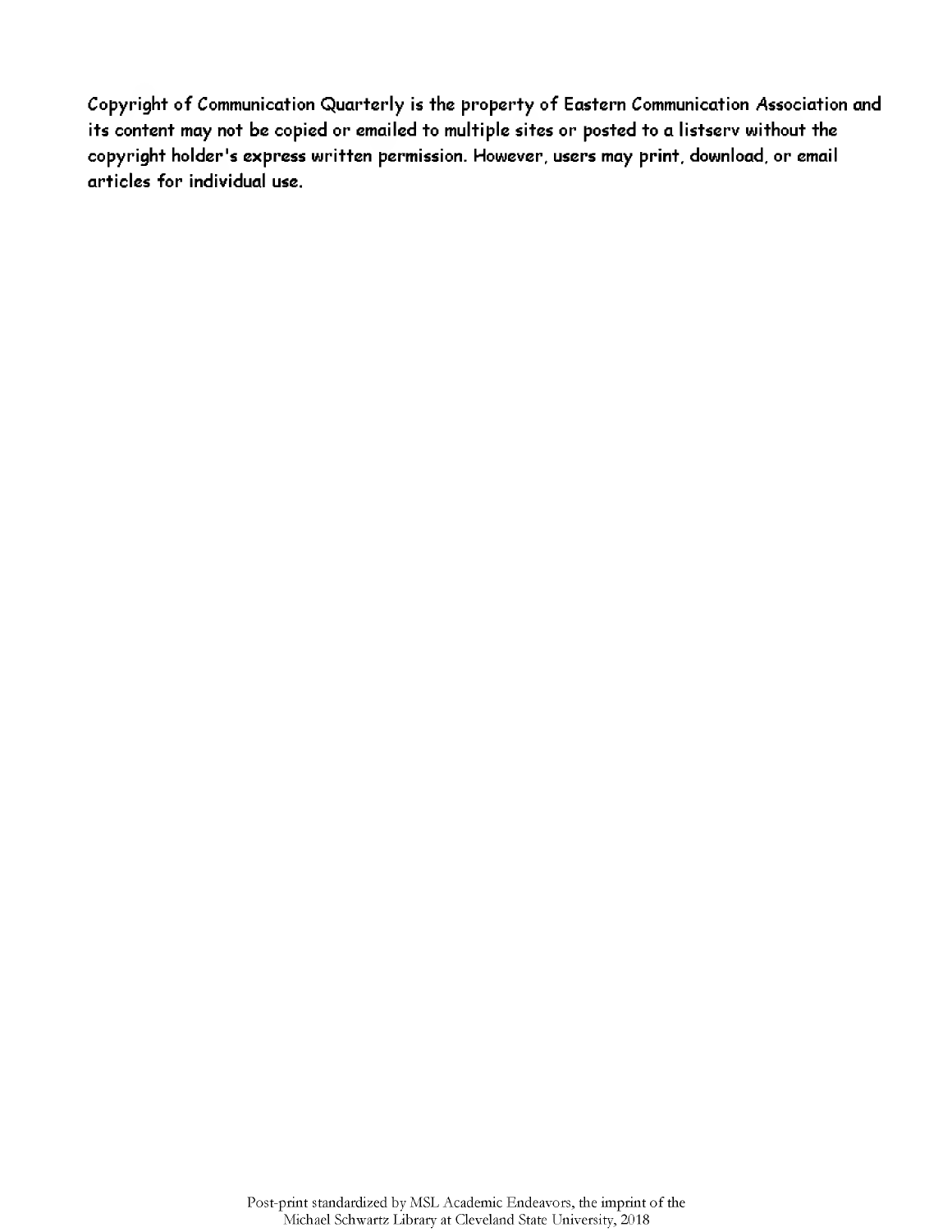Copyright of Communication Quarterly is the property of Eastern Communication Association and its content may not be copied or emailed to multiple sites or posted to a listserv without the copyright holder's express written permission. However, users may print, download, or email articles for individual use.

Post-print standardized by MSL Academic Endeavors, the imprint of the Michael Schwartz Library at Cleveland State University, 2018